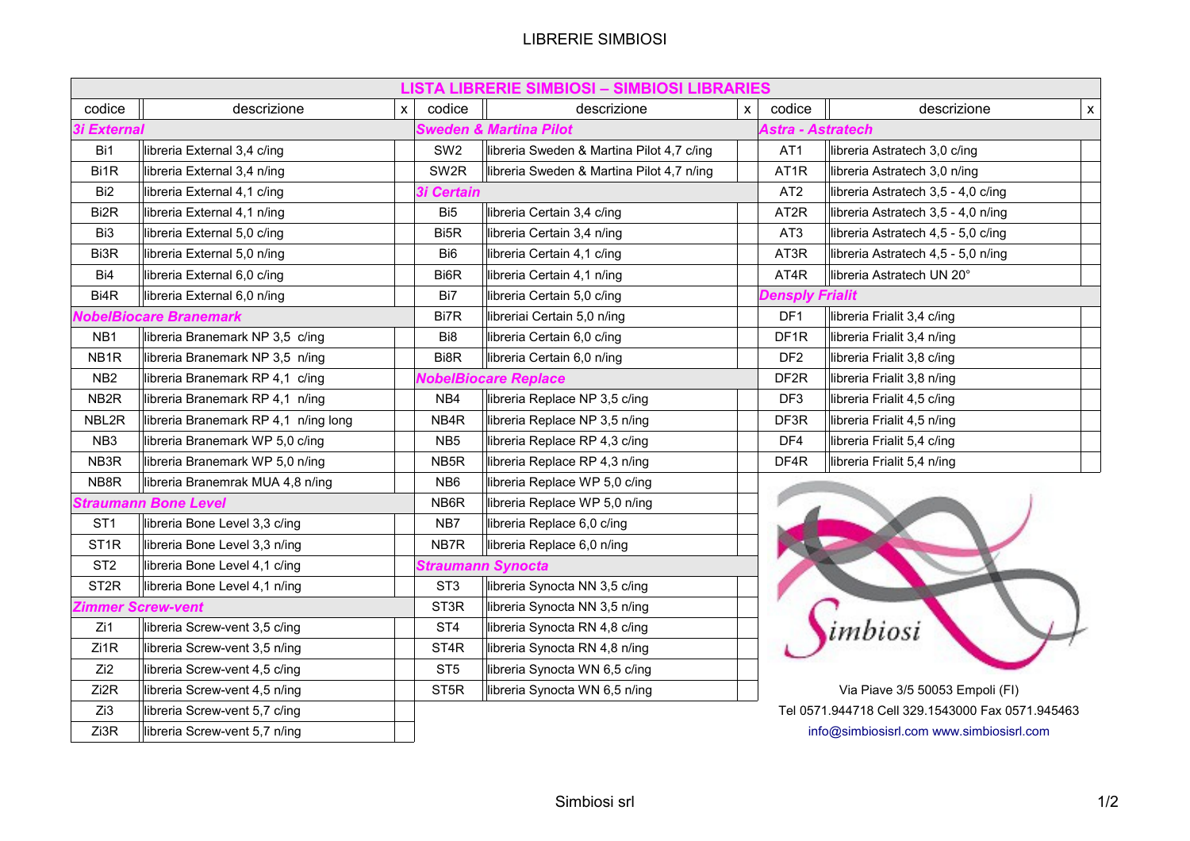# LIBRERIE SIMBIOSI

| LISTA LIBRERIE SIMBIOSI – SIMBIOSI LIBRARIES | | | | | | | | |
|---|---|---|---|---|---|---|---|---|
| codice | descrizione | x | codice | descrizione | x | codice | descrizione | x |
| ***3i External*** | | | ***Sweden & Martina Pilot*** | | | ***Astra - Astratech*** | | |
| Bi1 | libreria External 3,4 c/ing | | SW2 | libreria Sweden & Martina Pilot 4,7 c/ing | | AT1 | libreria Astratech 3,0 c/ing | |
| Bi1R | libreria External 3,4 n/ing | | SW2R | libreria Sweden & Martina Pilot 4,7 n/ing | | AT1R | libreria Astratech 3,0 n/ing | |
| Bi2 | libreria External 4,1 c/ing | | ***3i Certain*** | | | AT2 | libreria Astratech 3,5 - 4,0 c/ing | |
| Bi2R | libreria External 4,1 n/ing | | Bi5 | libreria Certain 3,4 c/ing | | AT2R | libreria Astratech 3,5 - 4,0 n/ing | |
| Bi3 | libreria External 5,0 c/ing | | Bi5R | libreria Certain 3,4 n/ing | | AT3 | libreria Astratech 4,5 - 5,0 c/ing | |
| Bi3R | libreria External 5,0 n/ing | | Bi6 | libreria Certain 4,1 c/ing | | AT3R | libreria Astratech 4,5 - 5,0 n/ing | |
| Bi4 | libreria External 6,0 c/ing | | Bi6R | libreria Certain 4,1 n/ing | | AT4R | libreria Astratech UN 20° | |
| Bi4R | libreria External 6,0 n/ing | | Bi7 | libreria Certain 5,0 c/ing | | ***Densply Frialit*** | | |
| ***NobelBiocare Branemark*** | | | Bi7R | libreriai Certain 5,0 n/ing | | DF1 | libreria Frialit 3,4 c/ing | |
| NB1 | libreria Branemark NP 3,5 c/ing | | Bi8 | libreria Certain 6,0 c/ing | | DF1R | libreria Frialit 3,4 n/ing | |
| NB1R | libreria Branemark NP 3,5 n/ing | | Bi8R | libreria Certain 6,0 n/ing | | DF2 | libreria Frialit 3,8 c/ing | |
| NB2 | libreria Branemark RP 4,1 c/ing | | ***NobelBiocare Replace*** | | | DF2R | libreria Frialit 3,8 n/ing | |
| NB2R | libreria Branemark RP 4,1 n/ing | | NB4 | libreria Replace NP 3,5 c/ing | | DF3 | libreria Frialit 4,5 c/ing | |
| NBL2R | libreria Branemark RP 4,1 n/ing long | | NB4R | libreria Replace NP 3,5 n/ing | | DF3R | libreria Frialit 4,5 n/ing | |
| NB3 | libreria Branemark WP 5,0 c/ing | | NB5 | libreria Replace RP 4,3 c/ing | | DF4 | libreria Frialit 5,4 c/ing | |
| NB3R | libreria Branemark WP 5,0 n/ing | | NB5R | libreria Replace RP 4,3 n/ing | | DF4R | libreria Frialit 5,4 n/ing | |
| NB8R | libreria Branemrak MUA 4,8 n/ing | | NB6 | libreria Replace WP 5,0 c/ing | | | | |
| ***Straumann Bone Level*** | | | NB6R | libreria Replace WP 5,0 n/ing | | | | |
| ST1 | libreria Bone Level 3,3 c/ing | | NB7 | libreria Replace 6,0 c/ing | | | | |
| ST1R | libreria Bone Level 3,3 n/ing | | NB7R | libreria Replace 6,0 n/ing | | | | |
| ST2 | libreria Bone Level 4,1 c/ing | | ***Straumann Synocta*** | | | | | |
| ST2R | libreria Bone Level 4,1 n/ing | | ST3 | libreria Synocta NN 3,5 c/ing | | | | |
| ***Zimmer Screw-vent*** | | | ST3R | libreria Synocta NN 3,5 n/ing | | | | |
| Zi1 | libreria Screw-vent 3,5 c/ing | | ST4 | libreria Synocta RN 4,8 c/ing | | | | |
| Zi1R | libreria Screw-vent 3,5 n/ing | | ST4R | libreria Synocta RN 4,8 n/ing | | | | |
| Zi2 | libreria Screw-vent 4,5 c/ing | | ST5 | libreria Synocta WN 6,5 c/ing | | | | |
| Zi2R | libreria Screw-vent 4,5 n/ing | | ST5R | libreria Synocta WN 6,5 n/ing | | | | |
| Zi3 | libreria Screw-vent 5,7 c/ing | | | | | | | |
| Zi3R | libreria Screw-vent 5,7 n/ing | | | | | | | |

Simbiosi

Via Piave 3/5 50053 Empoli (FI)
Tel 0571.944718 Cell 329.1543000 Fax 0571.945463
info@simbiosisrl.com www.simbiosisrl.com

Simbiosi srl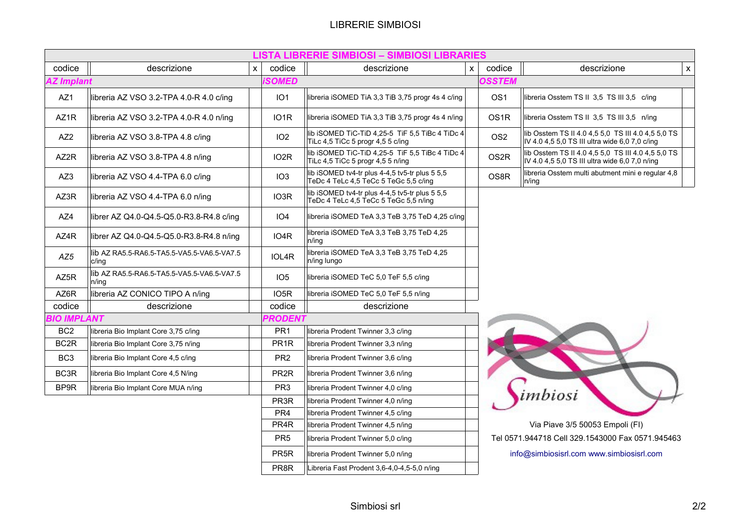# LIBRERIE SIMBIOSI

**LISTA LIBRERIE SIMBIOSI – SIMBIOSI LIBRARIES**

| codice | descrizione | x | codice | descrizione | x | codice | descrizione | x |
|---|---|---|---|---|---|---|---|---|
| ***AZ Implant*** | | | ***iSOMED*** | | | ***OSSTEM*** | | |
| AZ1 | libreria AZ VSO 3.2-TPA 4.0-R 4.0 c/ing | | IO1 | libreria iSOMED TiA 3,3 TiB 3,75 progr 4s 4 c/ing | | OS1 | libreria Osstem TS II 3,5 TS III 3,5 c/ing | |
| AZ1R | libreria AZ VSO 3.2-TPA 4.0-R 4.0 n/ing | | IO1R | libreria iSOMED TiA 3,3 TiB 3,75 progr 4s 4 n/ing | | OS1R | libreria Osstem TS II 3,5 TS III 3,5 n/ing | |
| AZ2 | libreria AZ VSO 3.8-TPA 4.8 c/ing | | IO2 | lib iSOMED TiC-TiD 4,25-5 TiF 5,5 TiBc 4 TiDc 4 TiLc 4,5 TiCc 5 progr 4,5 5 c/ing | | OS2 | lib Osstem TS II 4.0 4,5 5,0 TS III 4.0 4,5 5,0 TS IV 4.0 4,5 5,0 TS III ultra wide 6,0 7,0 c/ing | |
| AZ2R | libreria AZ VSO 3.8-TPA 4.8 n/ing | | IO2R | lib iSOMED TiC-TiD 4,25-5 TiF 5,5 TiBc 4 TiDc 4 TiLc 4,5 TiCc 5 progr 4,5 5 n/ing | | OS2R | lib Osstem TS II 4.0 4,5 5,0 TS III 4.0 4,5 5,0 TS IV 4.0 4,5 5,0 TS III ultra wide 6,0 7,0 n/ing | |
| AZ3 | libreria AZ VSO 4.4-TPA 6.0 c/ing | | IO3 | lib iSOMED tv4-tr plus 4-4,5 tv5-tr plus 5 5,5 TeDc 4 TeLc 4,5 TeCc 5 TeGc 5,5 c/ing | | OS8R | libreria Osstem multi abutment mini e regular 4,8 n/ing | |
| AZ3R | libreria AZ VSO 4.4-TPA 6.0 n/ing | | IO3R | lib iSOMED tv4-tr plus 4-4,5 tv5-tr plus 5 5,5 TeDc 4 TeLc 4,5 TeCc 5 TeGc 5,5 n/ing | | | | |
| AZ4 | librer AZ Q4.0-Q4.5-Q5.0-R3.8-R4.8 c/ing | | IO4 | libreria iSOMED TeA 3,3 TeB 3,75 TeD 4,25 c/ing | | | | |
| AZ4R | librer AZ Q4.0-Q4.5-Q5.0-R3.8-R4.8 n/ing | | IO4R | libreria iSOMED TeA 3,3 TeB 3,75 TeD 4,25 n/ing | | | | |
| *AZ5* | lib AZ RA5.5-RA6.5-TA5.5-VA5.5-VA6.5-VA7.5 c/ing | | IOL4R | libreria iSOMED TeA 3,3 TeB 3,75 TeD 4,25 n/ing lungo | | | | |
| AZ5R | lib AZ RA5.5-RA6.5-TA5.5-VA5.5-VA6.5-VA7.5 n/ing | | IO5 | libreria iSOMED TeC 5,0 TeF 5,5 c/ing | | | | |
| AZ6R | libreria AZ CONICO TIPO A n/ing | | IO5R | libreria iSOMED TeC 5,0 TeF 5,5 n/ing | | | | |

| codice | descrizione | | codice | descrizione | |
|---|---|---|---|---|---|
| ***BIO IMPLANT*** | | | ***PRODENT*** | | |
| BC2 | libreria Bio Implant Core 3,75 c/ing | | PR1 | libreria Prodent Twinner 3,3 c/ing | |
| BC2R | libreria Bio Implant Core 3,75 n/ing | | PR1R | libreria Prodent Twinner 3,3 n/ing | |
| BC3 | libreria Bio Implant Core 4,5 c/ing | | PR2 | libreria Prodent Twinner 3,6 c/ing | |
| BC3R | libreria Bio Implant Core 4,5 N/ing | | PR2R | libreria Prodent Twinner 3,6 n/ing | |
| BP9R | libreria Bio Implant Core MUA n/ing | | PR3 | libreria Prodent Twinner 4,0 c/ing | |
| | | | PR3R | libreria Prodent Twinner 4,0 n/ing | |
| | | | PR4 | libreria Prodent Twinner 4,5 c/ing | |
| | | | PR4R | libreria Prodent Twinner 4,5 n/ing | |
| | | | PR5 | libreria Prodent Twinner 5,0 c/ing | |
| | | | PR5R | libreria Prodent Twinner 5,0 n/ing | |
| | | | PR8R | Libreria Fast Prodent 3,6-4,0-4,5-5,0 n/ing | |

Simbiosi

Via Piave 3/5 50053 Empoli (FI)

Tel 0571.944718 Cell 329.1543000 Fax 0571.945463

info@simbiosisrl.com www.simbiosisrl.com

Simbiosi srl